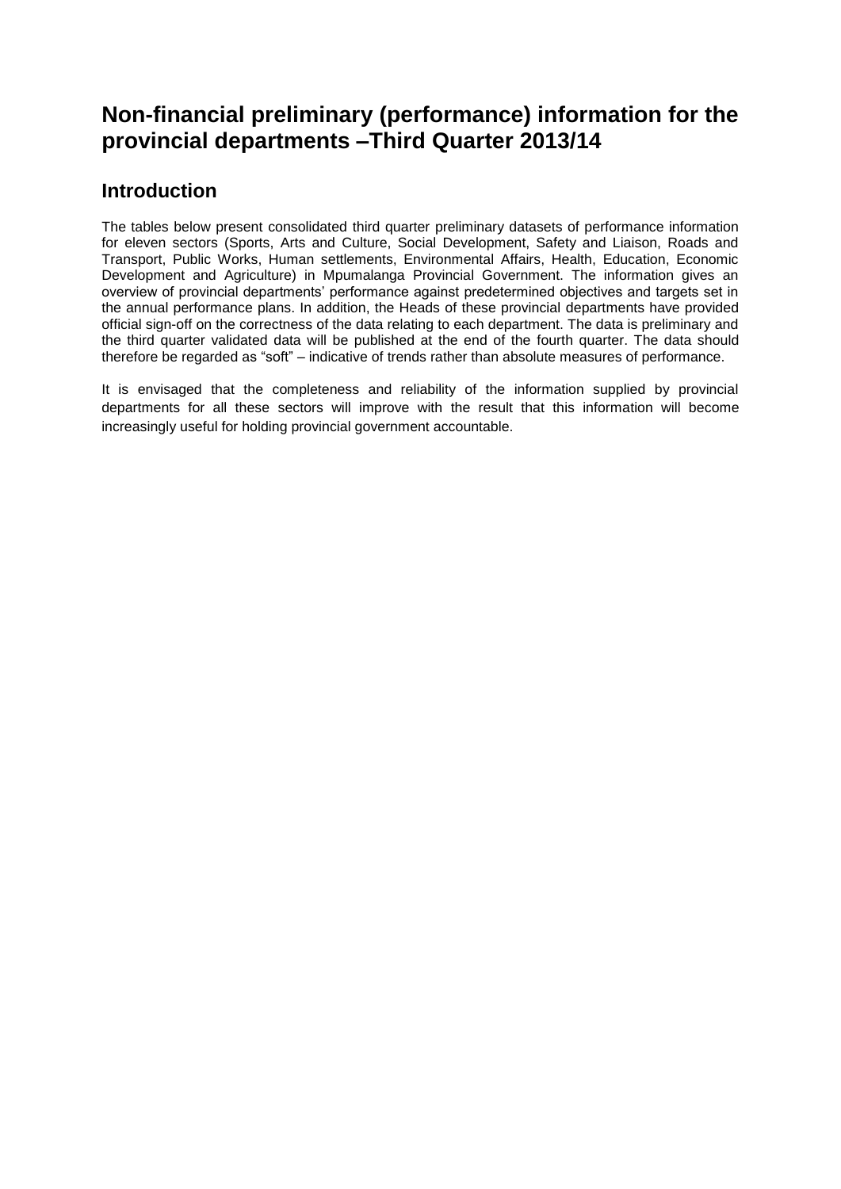# Non-financial preliminary (performance) information for the provincial departments –Third Quarter 2013/14

## Introduction

The tables below present consolidated third quarter preliminary datasets of performance information for eleven sectors (Sports, Arts and Culture, Social Development, Safety and Liaison, Roads and Transport, Public Works, Human settlements, Environmental Affairs, Health, Education, Economic Development and Agriculture) in Mpumalanga Provincial Government. The information gives an overview of provincial departments' performance against predetermined objectives and targets set in the annual performance plans. In addition, the Heads of these provincial departments have provided official sign-off on the correctness of the data relating to each department. The data is preliminary and the third quarter validated data will be published at the end of the fourth quarter. The data should therefore be regarded as "soft" – indicative of trends rather than absolute measures of performance.

It is envisaged that the completeness and reliability of the information supplied by provincial departments for all these sectors will improve with the result that this information will become increasingly useful for holding provincial government accountable.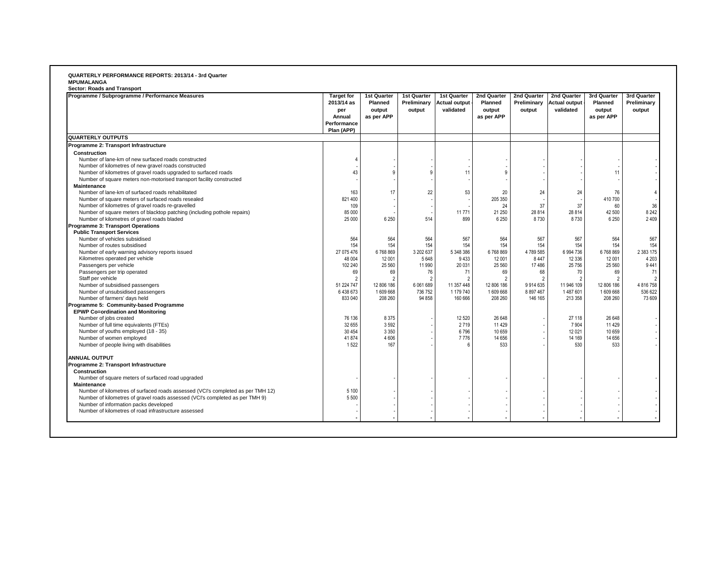**QUARTERLY PERFORMANCE REPORTS: 2013/14 - 3rd Quarter**
**MPUMALANGA**
**Sector: Roads and Transport**

| Programme / Subprogramme / Performance Measures | Target for 2013/14 as per Annual Performance Plan (APP) | 1st Quarter Planned output as per APP | 1st Quarter Preliminary output | 1st Quarter Actual output - validated | 2nd Quarter Planned output as per APP | 2nd Quarter Preliminary output | 2nd Quarter Actual output - validated | 3rd Quarter Planned output as per APP | 3rd Quarter Preliminary output |
|---|---|---|---|---|---|---|---|---|---|
| **QUARTERLY OUTPUTS** | | | | | | | | | |
| **Programme 2: Transport Infrastructure** | | | | | | | | | |
| **Construction** | | | | | | | | | |
| Number of lane-km of new surfaced roads constructed | 4 | - | - | - | - | - | - | - | - |
| Number of kilometres of new gravel roads constructed | - | - | - | - | - | - | - | - | - |
| Number of kilometres of gravel roads upgraded to surfaced roads | 43 | 9 | 9 | 11 | 9 | - | - | 11 | - |
| Number of square meters non-motorised transport facility constructed | - | - | - | - | - | - | - | - | - |
| **Maintenance** | | | | | | | | | |
| Number of lane-km of surfaced roads rehabilitated | 163 | 17 | 22 | 53 | 20 | 24 | 24 | 76 | 4 |
| Number of square meters of surfaced roads resealed | 821 400 | - | - | - | 205 350 | - | - | 410 700 | - |
| Number of kilometres of gravel roads re-gravelled | 109 | - | - | - | 24 | 37 | 37 | 60 | 36 |
| Number of square meters of blacktop patching (including pothole repairs) | 85 000 | - | - | 11 771 | 21 250 | 28 814 | 28 814 | 42 500 | 8 242 |
| Number of kilometres of gravel roads bladed | 25 000 | 6 250 | 514 | 899 | 6 250 | 8 730 | 8 730 | 6 250 | 2 409 |
| **Programme 3: Transport Operations** | | | | | | | | | |
| **Public Transport Services** | | | | | | | | | |
| Number of vehicles subsidised | 564 | 564 | 564 | 567 | 564 | 567 | 567 | 564 | 567 |
| Number of routes subsidised | 154 | 154 | 154 | 154 | 154 | 154 | 154 | 154 | 154 |
| Number of early warning advisory reports issued | 27 075 476 | 6 768 869 | 3 202 637 | 5 348 386 | 6 768 869 | 4 789 585 | 6 994 736 | 6 768 869 | 2 383 175 |
| Kilometres operated per vehicle | 48 004 | 12 001 | 5 648 | 9 433 | 12 001 | 8 447 | 12 336 | 12 001 | 4 203 |
| Passengers per vehicle | 102 240 | 25 560 | 11 990 | 20 031 | 25 560 | 17 486 | 25 756 | 25 560 | 9 441 |
| Passengers per trip operated | 69 | 69 | 76 | 71 | 69 | 68 | 70 | 69 | 71 |
| Staff per vehicle | 2 | 2 | 2 | 2 | 2 | 2 | 2 | 2 | 2 |
| Number of subsidised passengers | 51 224 747 | 12 806 186 | 6 061 689 | 11 357 448 | 12 806 186 | 9 914 635 | 11 946 109 | 12 806 186 | 4 816 758 |
| Number of unsubsidised passengers | 6 438 673 | 1 609 668 | 736 752 | 1 179 740 | 1 609 668 | 8 897 467 | 1 487 601 | 1 609 668 | 536 622 |
| Number of farmers' days held | 833 040 | 208 260 | 94 858 | 160 666 | 208 260 | 146 165 | 213 358 | 208 260 | 73 609 |
| **Programme 5: Community-based Programme** | | | | | | | | | |
| **EPWP Co=ordination and Monitoring** | | | | | | | | | |
| Number of jobs created | 76 136 | 8 375 | - | 12 520 | 26 648 | - | 27 118 | 26 648 | - |
| Number of full time equivalents (FTEs) | 32 655 | 3 592 | - | 2 719 | 11 429 | - | 7 904 | 11 429 | - |
| Number of youths employed (18 - 35) | 30 454 | 3 350 | - | 6 796 | 10 659 | - | 12 021 | 10 659 | - |
| Number of women employed | 41 874 | 4 606 | - | 7 776 | 14 656 | - | 14 169 | 14 656 | - |
| Number of people living with disabilities | 1 522 | 167 | - | 6 | 533 | - | 530 | 533 | - |
| **ANNUAL OUTPUT** | | | | | | | | | |
| **Programme 2: Transport Infrastructure** | | | | | | | | | |
| **Construction** | | | | | | | | | |
| Number of square meters of surfaced road upgraded | - | - | - | - | - | - | - | - | - |
| **Maintenance** | | | | | | | | | |
| Number of kilometres of surfaced roads assessed (VCI's completed as per TMH 12) | 5 100 | - | - | - | - | - | - | - | - |
| Number of kilometres of gravel roads assessed (VCI's completed as per TMH 9) | 5 500 | - | - | - | - | - | - | - | - |
| Number of information packs developed | - | - | - | - | - | - | - | - | - |
| Number of kilometres of road infrastructure assessed | - | - | - | - | - | - | - | - | - |
| | - | - | - | - | - | - | - | - | - |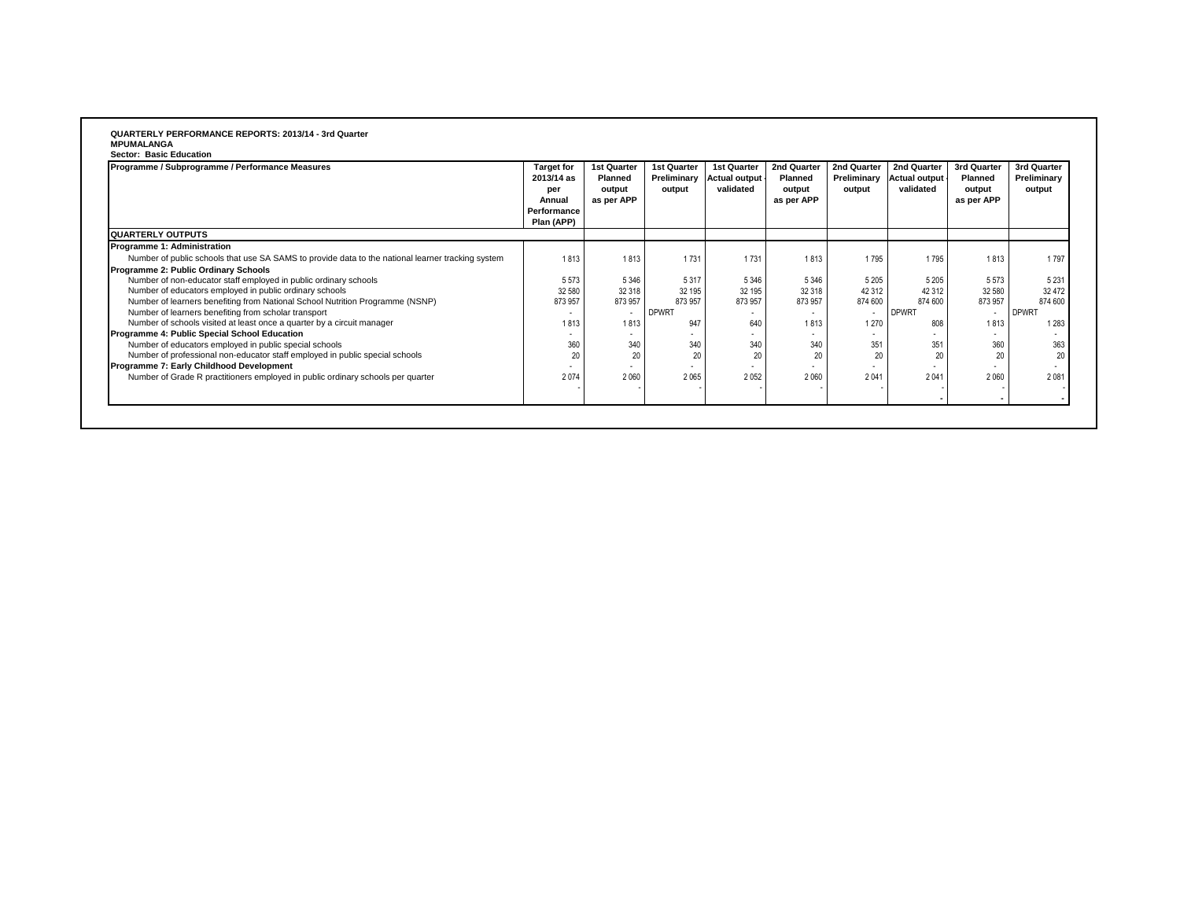**QUARTERLY PERFORMANCE REPORTS: 2013/14 - 3rd Quarter**
**MPUMALANGA**
**Sector: Basic Education**

| Programme / Subprogramme / Performance Measures | Target for 2013/14 as per Annual Performance Plan (APP) | 1st Quarter Planned output as per APP | 1st Quarter Preliminary output | 1st Quarter Actual output - validated | 2nd Quarter Planned output as per APP | 2nd Quarter Preliminary output | 2nd Quarter Actual output - validated | 3rd Quarter Planned output as per APP | 3rd Quarter Preliminary output |
|---|---|---|---|---|---|---|---|---|---|
| **QUARTERLY OUTPUTS** | | | | | | | | | |
| **Programme 1: Administration** | | | | | | | | | |
| Number of public schools that use SA SAMS to provide data to the national learner tracking system | 1 813 | 1 813 | 1 731 | 1 731 | 1 813 | 1 795 | 1 795 | 1 813 | 1 797 |
| **Programme 2: Public Ordinary Schools** | | | | | | | | | |
| Number of non-educator staff employed in public ordinary schools | 5 573 | 5 346 | 5 317 | 5 346 | 5 346 | 5 205 | 5 205 | 5 573 | 5 231 |
| Number of educators employed in public ordinary schools | 32 580 | 32 318 | 32 195 | 32 195 | 32 318 | 42 312 | 42 312 | 32 580 | 32 472 |
| Number of learners benefiting from National School Nutrition Programme (NSNP) | 873 957 | 873 957 | 873 957 | 873 957 | 873 957 | 874 600 | 874 600 | 873 957 | 874 600 |
| Number of learners benefiting from scholar transport | - | - | DPWRT | - | - | - | DPWRT | - | DPWRT |
| Number of schools visited at least once a quarter by a circuit manager | 1 813 | 1 813 | 947 | 640 | 1 813 | 1 270 | 808 | 1 813 | 1 283 |
| **Programme 4: Public Special School Education** | - | - | - | - | - | - | - | - | - |
| Number of educators employed in public special schools | 360 | 340 | 340 | 340 | 340 | 351 | 351 | 360 | 363 |
| Number of professional non-educator staff employed in public special schools | 20 | 20 | 20 | 20 | 20 | 20 | 20 | 20 | 20 |
| **Programme 7: Early Childhood Development** | - | - | - | - | - | - | - | - | - |
| Number of Grade R practitioners employed in public ordinary schools per quarter | 2 074 | 2 060 | 2 065 | 2 052 | 2 060 | 2 041 | 2 041 | 2 060 | 2 081 |
| | - | - | - | - | - | - | - | - | - |
| | | | | | | | - | - | - |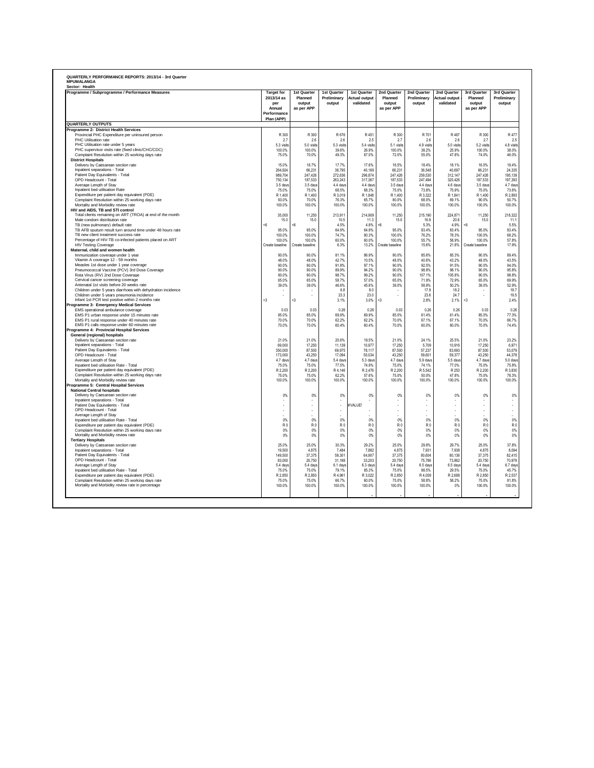**QUARTERLY PERFORMANCE REPORTS: 2013/14 - 3rd Quarter**
**MPUMALANGA**
**Sector: Health**

| Programme / Subprogramme / Performance Measures | Target for 2013/14 as per Annual Performance Plan (APP) | 1st Quarter Planned output as per APP | 1st Quarter Preliminary output | 1st Quarter Actual output - validated | 2nd Quarter Planned output as per APP | 2nd Quarter Preliminary output | 2nd Quarter Actual output - validated | 3rd Quarter Planned output as per APP | 3rd Quarter Preliminary output |
|---|---|---|---|---|---|---|---|---|---|
| **QUARTERLY OUTPUTS** | | | | | | | | | |
| **Programme 2: District Health Services** | | | | | | | | | |
| Provincial PHC Expenditure per uninsured person | R 300 | R 300 | R 676 | R 451 | R 300 | R 701 | R 467 | R 300 | R 477 |
| PHC Utilisation rate | 2.7 | 2.6 | 2.6 | 2.5 | 2.7 | 2.6 | 2.6 | 2.7 | 2.5 |
| PHC Utilisation rate under 5 years | 5.3 visits | 5.0 visits | 5.3 visits | 5.4 visits | 5.1 visits | 4.9 visits | 5.0 visits | 5.2 visits | 4.8 visits |
| PHC supervisor visits rate (fixed clinic/CHC/CDC) | 100.0% | 100.0% | 39.6% | 26.9% | 100.0% | 38.2% | 25.9% | 100.0% | 38.0% |
| Complaint Resolution within 25 working days rate | 75.0% | 70.0% | 49.3% | 67.0% | 72.0% | 55.0% | 47.8% | 74.0% | 46.0% |
| **District Hospitals** | | | | | | | | | |
| Delivery by Caesarean section rate | 15.0% | 16.7% | 17.7% | 17.6% | 16.5% | 18.4% | 18.1% | 16.0% | 19.4% |
| Inpatient separations - Total | 264,924 | 66,231 | 38,795 | 40,169 | 66,231 | 36,548 | 40,697 | 66,231 | 24,335 |
| Patient Day Equivalents - Total | 989,704 | 247,426 | 272,636 | 296,874 | 247,426 | 259,530 | 312,147 | 247,426 | 195,139 |
| OPD Headcount - Total | 750,134 | 187,533 | 263,243 | 317,367 | 187,533 | 247,494 | 320,426 | 187,533 | 197,393 |
| Average Length of Stay | 3.5 days | 3.5 days | 4.4 days | 4.4 days | 3.5 days | 4.4 days | 4.6 days | 3.5 days | 4.7 days |
| Inpatient bed utilisation Rate | 75.0% | 75.0% | 68.5% | 68.3% | 75.0% | 73.8% | 75.9% | 75.0% | 73.6% |
| Expenditure per patient day equivalent (PDE) | R 1,400 | R 1,400 | R 3,019 | R 1,848 | R 1,400 | R 3,322 | R 1,841 | R 1,400 | R 2,893 |
| Complaint Resolution within 25 working days rate | 93.0% | 70.0% | 76.3% | 65.7% | 80.0% | 68.0% | 69.1% | 90.0% | 50.7% |
| Mortality and Morbidity review rate | 100.0% | 100.0% | 100.0% | 100.0% | 100.0% | 100.0% | 100.0% | 100.0% | 100.0% |
| **HIV and AIDS, TB and STI control** | | | | | | | | | |
| Total clients remaining on ART (TROA) at end of the month | 35,000 | 11,250 | 213,911 | 214,909 | 11,250 | 215,190 | 224,871 | 11,250 | 218,322 |
| Male condom distribution rate | 15.0 | 15.0 | 10.5 | 11.3 | 15.0 | 16.9 | 20.6 | 15.0 | 11.1 |
| TB (new pulmonary) default rate | <6 | <6 | 4.5% | 4.8% | <6 | 5.3% | 4.9% | <6 | 5.5% |
| TB AFB sputum result turn around time under 48 hours rate | 95.0% | 95.0% | 64.9% | 64.9% | 95.0% | 83.4% | 83.4% | 95.0% | 83.4% |
| TB new client treatment success rate | 100.0% | 100.0% | 74.7% | 80.3% | 100.0% | 76.2% | 78.3% | 100.0% | 68.2% |
| Percentage of HIV-TB co-infected patients placed on ART | 100.0% | 100.0% | 60.0% | 60.0% | 100.0% | 55.7% | 58.9% | 100.0% | 57.8% |
| HIV Testing Coverage | Create baseline | Create baseline | 6.3% | 13.2% | Create baseline | 15.6% | 21.8% | Create baseline | 17.9% |
| **Maternal, child and women health** | | | | | | | | | |
| Immunization coverage under 1 year | 90.0% | 90.0% | 81.1% | 86.9% | 90.0% | 85.6% | 85.3% | 90.0% | 89.4% |
| Vitamin A coverage 12 - 59 months | 48.0% | 48.0% | 42.7% | 10.5% | 48.0% | 40.6% | 43.2% | 48.0% | 43.5% |
| Measles 1st dose under 1 year coverage | 90.0% | 90.0% | 91.8% | 97.1% | 90.0% | 92.5% | 91.5% | 90.0% | 94.0% |
| Pneumococcal Vaccine (PCV) 3rd Dose Coverage | 90.0% | 90.0% | 89.9% | 94.2% | 90.0% | 98.8% | 98.1% | 90.0% | 95.8% |
| Rota Virus (RV) 2nd Dose Coverage | 90.0% | 90.0% | 98.7% | 99.2% | 90.0% | 107.1% | 105.8% | 90.0% | 98.8% |
| Cervical cancer screening coverage | 65.0% | 65.0% | 58.7% | 57.0% | 65.0% | 71.9% | 72.9% | 65.0% | 69.9% |
| Antenatal 1st visits before 20 weeks rate | 39.0% | 39.0% | 46.6% | 45.6% | 39.0% | 58.9% | 50.2% | 39.0% | 52.9% |
| Children under 5 years diarrhoea with dehydration incidence | - | - | 6.8 | 8.0 | - | 17.9 | 18.2 | - | 18.7 |
| Children under 5 years pneumonia incidence | - | - | 23.3 | 23.0 | - | 23.6 | 24.7 | - | 19.5 |
| Infant 1st PCR test positive within 2 months rate | <3 | <3 | 3.1% | 3.0% | <3 | 2.8% | 2.1% | <3 | 2.4% |
| **Programme 3: Emergency Medical Services** | | | | | | | | | |
| EMS operational ambulance coverage | 0.03 | 0.03 | 0.26 | 0.26 | 0.03 | 0.26 | 0.26 | 0.03 | 0.26 |
| EMS P1 urban response under 15 minutes rate | 85.0% | 85.0% | 69.9% | 69.9% | 85.0% | 61.4% | 61.4% | 85.0% | 77.3% |
| EMS P1 rural response under 40 minutes rate | 70.0% | 70.0% | 62.2% | 62.2% | 70.0% | 67.1% | 67.1% | 70.0% | 66.7% |
| EMS P1 calls response under 60 minutes rate | 70.0% | 70.0% | 60.4% | 60.4% | 70.0% | 60.0% | 60.0% | 70.0% | 74.4% |
| **Programme 4: Provincial Hospital Services** | | | | | | | | | |
| **General (regional) hospitals** | | | | | | | | | |
| Delivery by Caesarean section rate | 21.0% | 21.0% | 20.6% | 19.5% | 21.0% | 24.1% | 25.5% | 21.0% | 23.2% |
| Inpatient separations - Total | 69,000 | 17,250 | 11,139 | 10,977 | 17,250 | 5,709 | 10,916 | 17,250 | 6,971 |
| Patient Day Equivalents - Total | 350,000 | 87,500 | 69,975 | 78,117 | 87,500 | 57,237 | 83,693 | 87,500 | 53,079 |
| OPD Headcount - Total | 173,000 | 43,250 | 17,094 | 50,034 | 43,250 | 59,601 | 59,377 | 43,250 | 44,378 |
| Average Length of Stay | 4.7 days | 4.7 days | 5.4 days | 5.3 days | 4.7 days | 5.9 days | 5.5 days | 4.7 days | 5.0 days |
| Inpatient bed utilisation Rate - Total | 75.0% | 75.0% | 77.5% | 74.9% | 75.0% | 74.1% | 77.0% | 75.0% | 75.8% |
| Expenditure per patient day equivalent (PDE) | R 2,200 | R 2,200 | R 4,146 | R 2,476 | R 2,200 | R 5,542 | R 253 | R 2,200 | R 3,830 |
| Complaint Resolution within 25 working days rate | 75.0% | 75.0% | 62.2% | 57.6% | 75.0% | 50.0% | 47.8% | 75.0% | 78.3% |
| Mortality and Morbidity review rate | 100.0% | 100.0% | 100.0% | 100.0% | 100.0% | 100.0% | 100.0% | 100.0% | 100.0% |
| **Programme 5: Central Hospital Services** | | | | | | | | | |
| **National Central hospitals** | | | | | | | | | |
| Delivery by Caesarean section rate | 0% | 0% | 0% | 0% | 0% | 0% | 0% | 0% | 0% |
| Inpatient separations - Total | - | - | - | - | - | - | - | - | - |
| Patient Day Equivalents - Total | - | - | - | #VALUE! | - | - | - | - | - |
| OPD Headcount - Total | - | - | - | - | - | - | - | - | - |
| Average Length of Stay | - | - | - | - | - | - | - | - | - |
| Inpatient bed utilisation Rate - Total | 0% | 0% | 0% | 0% | 0% | 0% | 0% | 0% | 0% |
| Expenditure per patient day equivalent (PDE) | R 0 | R 0 | R 0 | R 0 | R 0 | R 0 | R 0 | R 0 | R 0 |
| Complaint Resolution within 25 working days rate | 0% | 0% | 0% | 0% | 0% | 0% | 0% | 0% | 0% |
| Mortality and Morbidity review rate | 0% | 0% | 0% | 0% | 0% | 0% | 0% | 0% | 0% |
| **Tertiary Hospitals** | | | | | | | | | |
| Delivery by Caesarean section rate | 25.0% | 25.0% | 30.3% | 29.2% | 25.0% | 29.8% | 29.7% | 25.0% | 37.8% |
| Inpatient separations - Total | 19,500 | 4,875 | 7,484 | 7,882 | 4,875 | 7,931 | 7,938 | 4,875 | 8,094 |
| Patient Day Equivalents - Total | 149,500 | 37,375 | 59,301 | 64,907 | 37,375 | 80,604 | 80,136 | 37,375 | 82,415 |
| OPD Headcount - Total | 83,000 | 20,750 | 31,188 | 33,203 | 20,750 | 75,786 | 73,862 | 20,750 | 70,979 |
| Average Length of Stay | 5.4 days | 5.4 days | 6.1 days | 6.3 days | 5.4 days | 6.5 days | 6.5 days | 5.4 days | 6.7 days |
| Inpatient bed utilisation Rate - Total | 75.0% | 75.0% | 79.1% | 85.3% | 75.0% | 88.5% | 29.5% | 75.0% | 45.7% |
| Expenditure per patient day equivalent (PDE) | R 2,850 | R 2,850 | R 4,961 | R 3,022 | R 2,850 | R 4,009 | R 2,688 | R 2,850 | R 2,537 |
| Complaint Resolution within 25 working days rate | 75.0% | 75.0% | 66.7% | 60.0% | 75.0% | 58.8% | 58.2% | 75.0% | 81.8% |
| Mortality and Morbidity review rate in percentage | 100.0% | 100.0% | 100.0% | 100.0% | 100.0% | 100.0% | 0% | 100.0% | 100.0% |
| | | | - | - | - | - | - | - | - |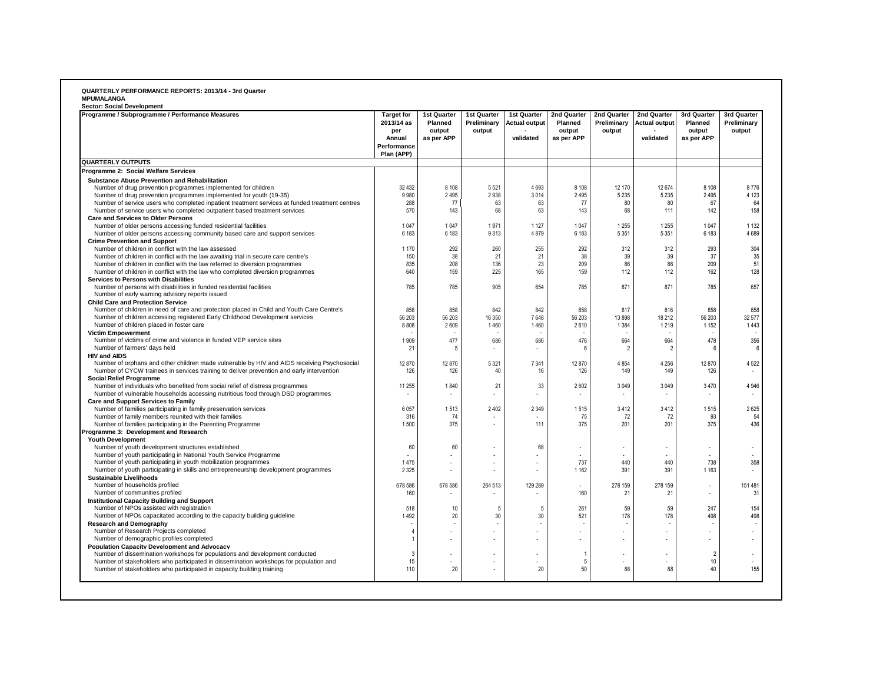**QUARTERLY PERFORMANCE REPORTS: 2013/14 - 3rd Quarter**
**MPUMALANGA**
**Sector: Social Development**

| Programme / Subprogramme / Performance Measures | Target for 2013/14 as per Annual Performance Plan (APP) | 1st Quarter Planned output as per APP | 1st Quarter Preliminary output | 1st Quarter Actual output - validated | 2nd Quarter Planned output as per APP | 2nd Quarter Preliminary output | 2nd Quarter Actual output - validated | 3rd Quarter Planned output as per APP | 3rd Quarter Preliminary output |
|---|---|---|---|---|---|---|---|---|---|
| **QUARTERLY OUTPUTS** | | | | | | | | | |
| **Programme 2: Social Welfare Services** | | | | | | | | | |
| **Substance Abuse Prevention and Rehabilitation** | | | | | | | | | |
| Number of drug prevention programmes implemented for children | 32 432 | 8 108 | 5 521 | 4 693 | 8 108 | 12 170 | 12 674 | 8 108 | 8 776 |
| Number of drug prevention programmes implemented for youth (19-35) | 9 980 | 2 495 | 2 938 | 3 014 | 2 495 | 5 235 | 5 235 | 2 495 | 4 123 |
| Number of service users who completed inpatient treatment services at funded treatment centres | 288 | 77 | 63 | 63 | 77 | 80 | 80 | 67 | 64 |
| Number of service users who completed outpatient based treatment services | 570 | 143 | 68 | 63 | 143 | 68 | 111 | 142 | 158 |
| **Care and Services to Older Persons** | | | | | | | | | |
| Number of older persons accessing funded residential facilities | 1 047 | 1 047 | 1 971 | 1 127 | 1 047 | 1 255 | 1 255 | 1 047 | 1 132 |
| Number of older persons accessing community based care and support services | 6 183 | 6 183 | 9 313 | 4 879 | 6 183 | 5 351 | 5 351 | 6 183 | 4 689 |
| **Crime Prevention and Support** | | | | | | | | | |
| Number of children in conflict with the law assessed | 1 170 | 292 | 260 | 255 | 292 | 312 | 312 | 293 | 304 |
| Number of children in conflict with the law awaiting trial in secure care centre's | 150 | 38 | 21 | 21 | 38 | 39 | 39 | 37 | 35 |
| Number of children in conflict with the law referred to diversion programmes | 835 | 208 | 136 | 23 | 209 | 86 | 86 | 209 | 51 |
| Number of children in conflict with the law who completed diversion programmes | 640 | 159 | 225 | 165 | 159 | 112 | 112 | 162 | 128 |
| **Services to Persons with Disabilities** | | | | | | | | | |
| Number of persons with disabilities in funded residential facilities | 785 | 785 | 905 | 654 | 785 | 871 | 871 | 785 | 657 |
| Number of early warning advisory reports issued | | | | | | | | | |
| **Child Care and Protection Service** | | | | | | | | | |
| Number of children in need of care and protection placed in Child and Youth Care Centre's | 858 | 858 | 842 | 842 | 858 | 817 | 816 | 858 | 858 |
| Number of children accessing registered Early Childhood Development services | 56 203 | 56 203 | 16 350 | 7 648 | 56 203 | 13 898 | 18 212 | 56 203 | 32 577 |
| Number of children placed in foster care | 8 808 | 2 609 | 1 460 | 1 460 | 2 610 | 1 384 | 1 219 | 1 152 | 1 443 |
| **Victim Empowerment** | - | - | - | - | - | - | - | - | - |
| Number of victims of crime and violence in funded VEP service sites | 1 909 | 477 | 686 | 686 | 476 | 664 | 664 | 478 | 356 |
| Number of farmers' days held | 21 | 5 | - | - | 6 | 2 | 2 | 6 | 6 |
| **HIV and AIDS** | | | | | | | | | |
| Number of orphans and other children made vulnerable by HIV and AIDS receiving Psychosocial | 12 870 | 12 870 | 5 321 | 7 341 | 12 870 | 4 854 | 4 256 | 12 870 | 4 522 |
| Number of CYCW trainees in services training to deliver prevention and early intervention | 126 | 126 | 40 | 16 | 126 | 149 | 149 | 126 | - |
| **Social Relief Programme** | | | | | | | | | |
| Number of individuals who benefited from social relief of distress programmes | 11 255 | 1 840 | 21 | 33 | 2 602 | 3 049 | 3 049 | 3 470 | 4 946 |
| Number of vulnerable households accessing nutritious food through DSD programmes | - | - | - | - | - | - | - | - | - |
| **Care and Support Services to Family** | | | | | | | | | |
| Number of families participating in family preservation services | 6 057 | 1 513 | 2 402 | 2 349 | 1 515 | 3 412 | 3 412 | 1 515 | 2 625 |
| Number of family members reunited with their families | 316 | 74 | - | - | 75 | 72 | 72 | 93 | 54 |
| Number of families participating in the Parenting Programme | 1 500 | 375 | - | 111 | 375 | 201 | 201 | 375 | 436 |
| **Programme 3: Development and Research** | | | | | | | | | |
| **Youth Development** | | | | | | | | | |
| Number of youth development structures established | 60 | 60 | - | 68 | - | - | - | - | - |
| Number of youth participating in National Youth Service Programme | - | - | - | - | - | - | - | - | - |
| Number of youth participating in youth mobilization programmes | 1 475 | - | - | - | 737 | 440 | 440 | 738 | 358 |
| Number of youth participating in skills and entrepreneurship development programmes | 2 325 | - | - | - | 1 162 | 391 | 391 | 1 163 | - |
| **Sustainable Livelihoods** | | | | | | | | | |
| Number of households profiled | 678 586 | 678 586 | 264 513 | 129 289 | - | 278 159 | 278 159 | - | 151 481 |
| Number of communities profiled | 160 | - | - | - | 160 | 21 | 21 | - | 31 |
| **Institutional Capacity Building and Support** | | | | | | | | | |
| Number of NPOs assisted with registration | 518 | 10 | 5 | 5 | 261 | 59 | 59 | 247 | 154 |
| Number of NPOs capacitated according to the capacity building guideline | 1 492 | 20 | 30 | 30 | 521 | 178 | 178 | 498 | 498 |
| **Research and Demography** | - | - | - | - | - | - | - | - | - |
| Number of Research Projects completed | 4 | - | - | - | - | - | - | - | - |
| Number of demographic profiles completed | 1 | - | - | - | - | - | - | - | - |
| **Population Capacity Development and Advocacy** | | | | | | | | | |
| Number of dissemination workshops for populations and development conducted | 3 | - | - | - | 1 | - | - | 2 | - |
| Number of stakeholders who participated in dissemination workshops for population and | 15 | - | - | - | 5 | - | - | 10 | - |
| Number of stakeholders who participated in capacity building training | 110 | 20 | - | 20 | 50 | 88 | 88 | 40 | 155 |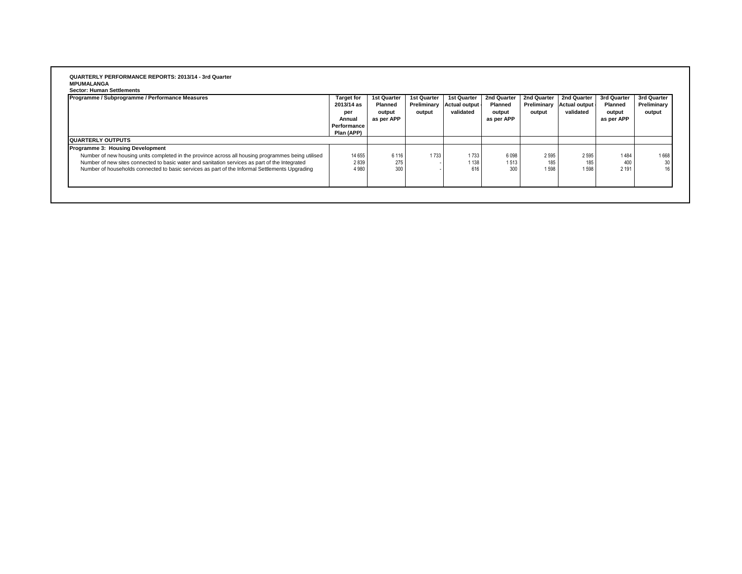**QUARTERLY PERFORMANCE REPORTS: 2013/14 - 3rd Quarter**
**MPUMALANGA**
**Sector: Human Settlements**

| Programme / Subprogramme / Performance Measures | Target for 2013/14 as per Annual Performance Plan (APP) | 1st Quarter Planned output as per APP | 1st Quarter Preliminary output | 1st Quarter Actual output - validated | 2nd Quarter Planned output as per APP | 2nd Quarter Preliminary output | 2nd Quarter Actual output - validated | 3rd Quarter Planned output as per APP | 3rd Quarter Preliminary output |
|---|---|---|---|---|---|---|---|---|---|
| **QUARTERLY OUTPUTS** | | | | | | | | | |
| **Programme 3: Housing Development** | | | | | | | | | |
| Number of new housing units completed in the province across all housing programmes being utilised | 14 655 | 6 116 | 1 733 | 1 733 | 6 098 | 2 595 | 2 595 | 1 484 | 1 668 |
| Number of new sites connected to basic water and sanitation services as part of the Integrated | 2 839 | 275 | - | 1 138 | 1 513 | 185 | 185 | 400 | 30 |
| Number of households connected to basic services as part of the Informal Settlements Upgrading | 4 980 | 300 | - | 616 | 300 | 1 598 | 1 598 | 2 191 | 16 |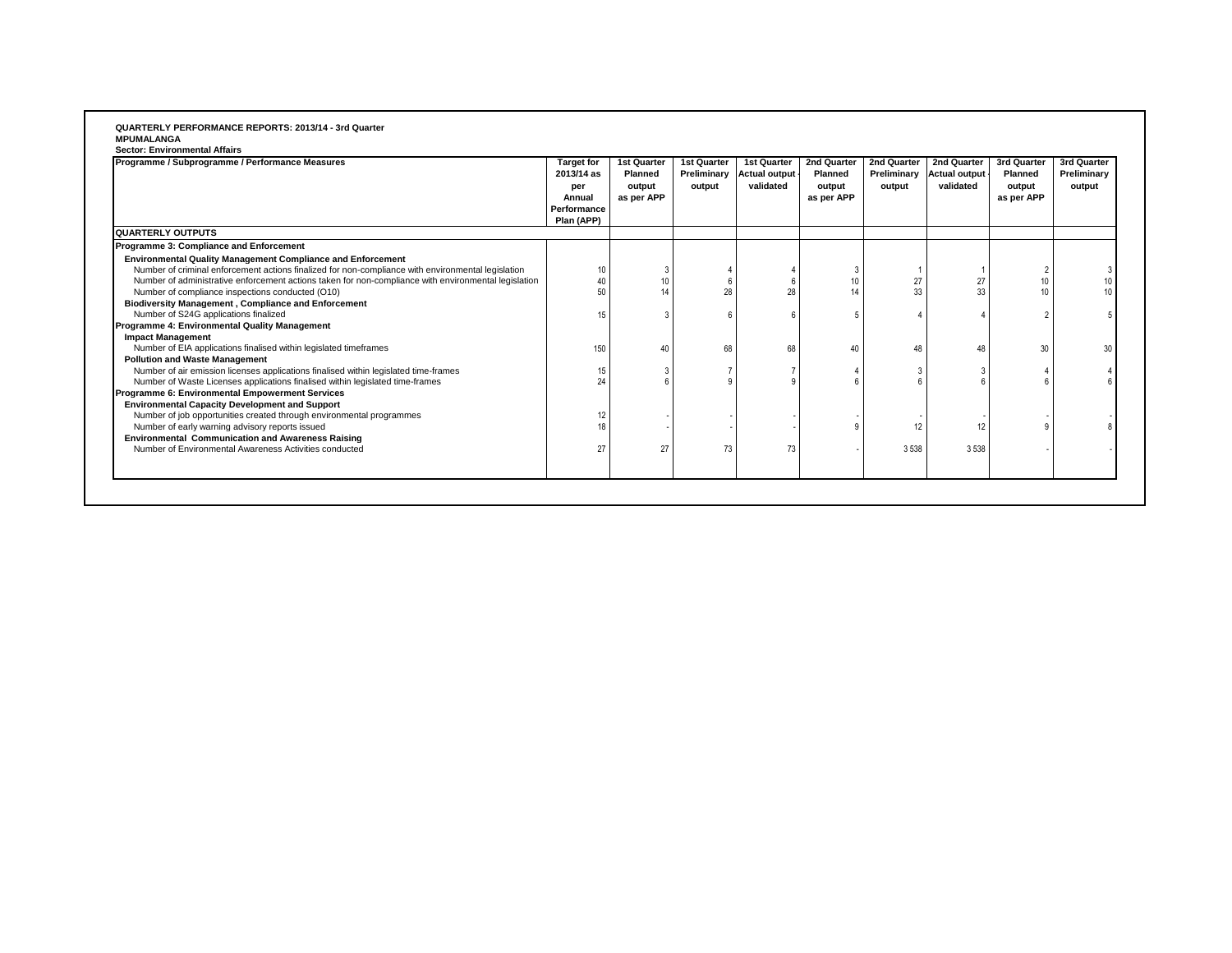**QUARTERLY PERFORMANCE REPORTS: 2013/14 - 3rd Quarter**
**MPUMALANGA**
**Sector: Environmental Affairs**

| Programme / Subprogramme / Performance Measures | Target for 2013/14 as per Annual Performance Plan (APP) | 1st Quarter Planned output as per APP | 1st Quarter Preliminary output | 1st Quarter Actual output - validated | 2nd Quarter Planned output as per APP | 2nd Quarter Preliminary output | 2nd Quarter Actual output - validated | 3rd Quarter Planned output as per APP | 3rd Quarter Preliminary output |
|---|---|---|---|---|---|---|---|---|---|
| **QUARTERLY OUTPUTS** | | | | | | | | | |
| **Programme 3: Compliance and Enforcement** | | | | | | | | | |
| **Environmental Quality Management Compliance and Enforcement** | | | | | | | | | |
| Number of criminal enforcement actions finalized for non-compliance with environmental legislation | 10 | 3 | 4 | 4 | 3 | 1 | 1 | 2 | 3 |
| Number of administrative enforcement actions taken for non-compliance with environmental legislation | 40 | 10 | 6 | 6 | 10 | 27 | 27 | 10 | 10 |
| Number of compliance inspections conducted (O10) | 50 | 14 | 28 | 28 | 14 | 33 | 33 | 10 | 10 |
| **Biodiversity Management , Compliance and Enforcement** | | | | | | | | | |
| Number of S24G applications finalized | 15 | 3 | 6 | 6 | 5 | 4 | 4 | 2 | 5 |
| **Programme 4: Environmental Quality Management** | | | | | | | | | |
| **Impact Management** | | | | | | | | | |
| Number of EIA applications finalised within legislated timeframes | 150 | 40 | 68 | 68 | 40 | 48 | 48 | 30 | 30 |
| **Pollution and Waste Management** | | | | | | | | | |
| Number of air emission licenses applications finalised within legislated time-frames | 15 | 3 | 7 | 7 | 4 | 3 | 3 | 4 | 4 |
| Number of Waste Licenses applications finalised within legislated time-frames | 24 | 6 | 9 | 9 | 6 | 6 | 6 | 6 | 6 |
| **Programme 6: Environmental Empowerment Services** | | | | | | | | | |
| **Environmental Capacity Development and Support** | | | | | | | | | |
| Number of job opportunities created through environmental programmes | 12 | - | - | - | - | - | - | - | - |
| Number of early warning advisory reports issued | 18 | - | - | - | 9 | 12 | 12 | 9 | 8 |
| **Environmental Communication and Awareness Raising** | | | | | | | | | |
| Number of Environmental Awareness Activities conducted | 27 | 27 | 73 | 73 | - | 3 538 | 3 538 | - | - |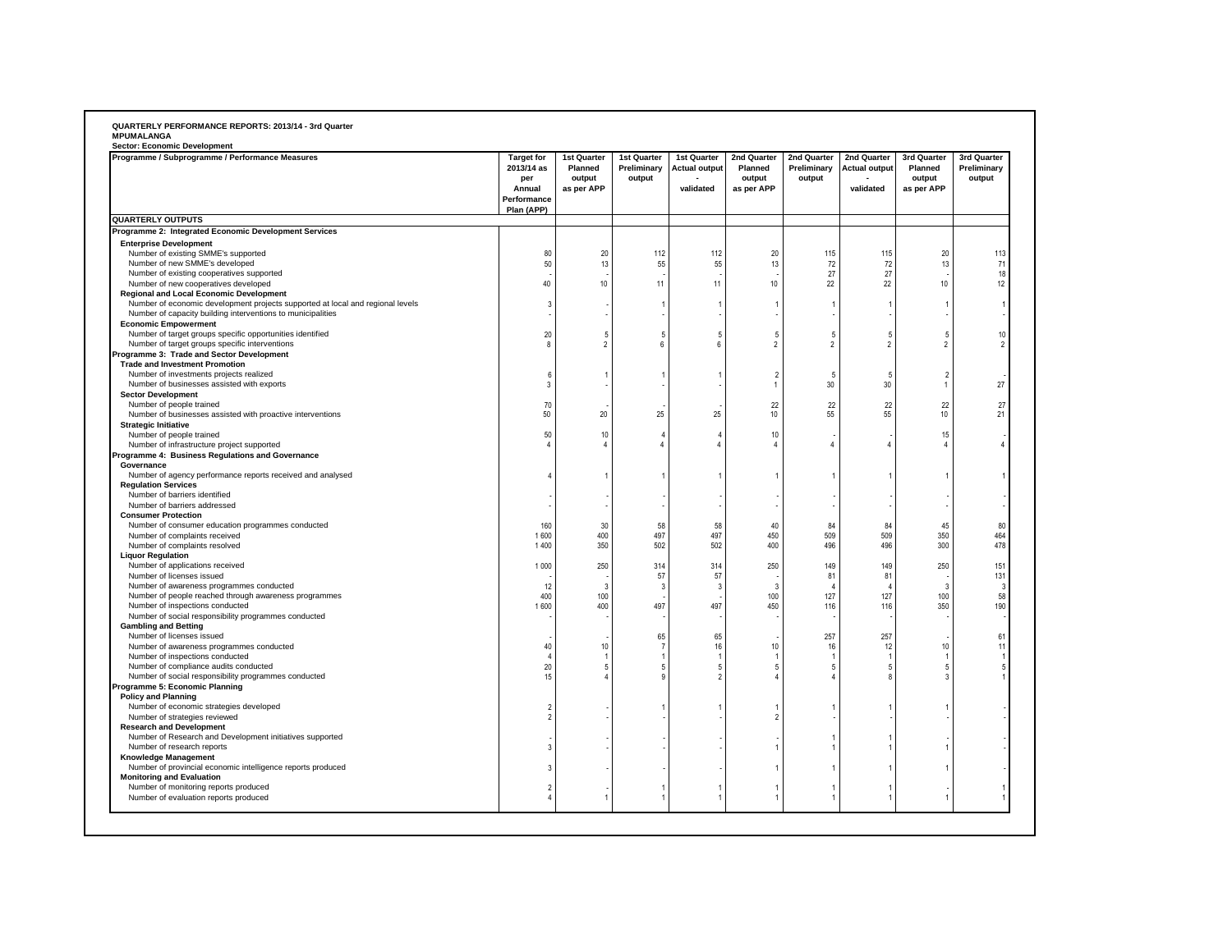**QUARTERLY PERFORMANCE REPORTS: 2013/14 - 3rd Quarter**
**MPUMALANGA**
**Sector: Economic Development**

| Programme / Subprogramme / Performance Measures | Target for 2013/14 as per Annual Performance Plan (APP) | 1st Quarter Planned output as per APP | 1st Quarter Preliminary output | 1st Quarter Actual output - validated | 2nd Quarter Planned output as per APP | 2nd Quarter Preliminary output | 2nd Quarter Actual output - validated | 3rd Quarter Planned output as per APP | 3rd Quarter Preliminary output |
|---|---|---|---|---|---|---|---|---|---|
| **QUARTERLY OUTPUTS** | | | | | | | | | |
| **Programme 2: Integrated Economic Development Services** | | | | | | | | | |
| **Enterprise Development** | | | | | | | | | |
| Number of existing SMME's supported | 80 | 20 | 112 | 112 | 20 | 115 | 115 | 20 | 113 |
| Number of new SMME's developed | 50 | 13 | 55 | 55 | 13 | 72 | 72 | 13 | 71 |
| Number of existing cooperatives supported | - | - | - | - | - | 27 | 27 | - | 18 |
| Number of new cooperatives developed | 40 | 10 | 11 | 11 | 10 | 22 | 22 | 10 | 12 |
| **Regional and Local Economic Development** | | | | | | | | | |
| Number of economic development projects supported at local and regional levels | 3 | - | 1 | 1 | 1 | 1 | 1 | 1 | 1 |
| Number of capacity building interventions to municipalities | - | - | - | - | - | - | - | - | - |
| **Economic Empowerment** | | | | | | | | | |
| Number of target groups specific opportunities identified | 20 | 5 | 5 | 5 | 5 | 5 | 5 | 5 | 10 |
| Number of target groups specific interventions | 8 | 2 | 6 | 6 | 2 | 2 | 2 | 2 | 2 |
| **Programme 3: Trade and Sector Development** | | | | | | | | | |
| **Trade and Investment Promotion** | | | | | | | | | |
| Number of investments projects realized | 6 | 1 | 1 | 1 | 2 | 5 | 5 | 2 | - |
| Number of businesses assisted with exports | 3 | - | - | - | 1 | 30 | 30 | 1 | 27 |
| **Sector Development** | | | | | | | | | |
| Number of people trained | 70 | - | - | - | 22 | 22 | 22 | 22 | 27 |
| Number of businesses assisted with proactive interventions | 50 | 20 | 25 | 25 | 10 | 55 | 55 | 10 | 21 |
| **Strategic Initiative** | | | | | | | | | |
| Number of people trained | 50 | 10 | 4 | 4 | 10 | - | - | 15 | - |
| Number of infrastructure project supported | 4 | 4 | 4 | 4 | 4 | 4 | 4 | 4 | 4 |
| **Programme 4: Business Regulations and Governance** | | | | | | | | | |
| **Governance** | | | | | | | | | |
| Number of agency performance reports received and analysed | 4 | 1 | 1 | 1 | 1 | 1 | 1 | 1 | 1 |
| **Regulation Services** | | | | | | | | | |
| Number of barriers identified | - | - | - | - | - | - | - | - | - |
| Number of barriers addressed | - | - | - | - | - | - | - | - | - |
| **Consumer Protection** | | | | | | | | | |
| Number of consumer education programmes conducted | 160 | 30 | 58 | 58 | 40 | 84 | 84 | 45 | 80 |
| Number of complaints received | 1 600 | 400 | 497 | 497 | 450 | 509 | 509 | 350 | 464 |
| Number of complaints resolved | 1 400 | 350 | 502 | 502 | 400 | 496 | 496 | 300 | 478 |
| **Liquor Regulation** | | | | | | | | | |
| Number of applications received | 1 000 | 250 | 314 | 314 | 250 | 149 | 149 | 250 | 151 |
| Number of licenses issued | - | - | 57 | 57 | - | 81 | 81 | - | 131 |
| Number of awareness programmes conducted | 12 | 3 | 3 | 3 | 3 | 4 | 4 | 3 | 3 |
| Number of people reached through awareness programmes | 400 | 100 | - | - | 100 | 127 | 127 | 100 | 58 |
| Number of inspections conducted | 1 600 | 400 | 497 | 497 | 450 | 116 | 116 | 350 | 190 |
| Number of social responsibility programmes conducted | - | - | - | - | - | - | - | - | - |
| **Gambling and Betting** | | | | | | | | | |
| Number of licenses issued | - | - | 65 | 65 | - | 257 | 257 | - | 61 |
| Number of awareness programmes conducted | 40 | 10 | 7 | 16 | 10 | 16 | 12 | 10 | 11 |
| Number of inspections conducted | 4 | 1 | 1 | 1 | 1 | 1 | 1 | 1 | 1 |
| Number of compliance audits conducted | 20 | 5 | 5 | 5 | 5 | 5 | 5 | 5 | 5 |
| Number of social responsibility programmes conducted | 15 | 4 | 9 | 2 | 4 | 4 | 8 | 3 | 1 |
| **Programme 5: Economic Planning** | | | | | | | | | |
| **Policy and Planning** | | | | | | | | | |
| Number of economic strategies developed | 2 | - | 1 | 1 | 1 | 1 | 1 | 1 | - |
| Number of strategies reviewed | 2 | - | - | - | 2 | - | - | - | - |
| **Research and Development** | | | | | | | | | |
| Number of Research and Development initiatives supported | - | - | - | - | - | 1 | 1 | - | - |
| Number of research reports | 3 | - | - | - | 1 | 1 | 1 | 1 | - |
| **Knowledge Management** | | | | | | | | | |
| Number of provincial economic intelligence reports produced | 3 | - | - | - | 1 | 1 | 1 | 1 | - |
| **Monitoring and Evaluation** | | | | | | | | | |
| Number of monitoring reports produced | 2 | - | 1 | 1 | 1 | 1 | 1 | - | 1 |
| Number of evaluation reports produced | 4 | 1 | 1 | 1 | 1 | 1 | 1 | 1 | 1 |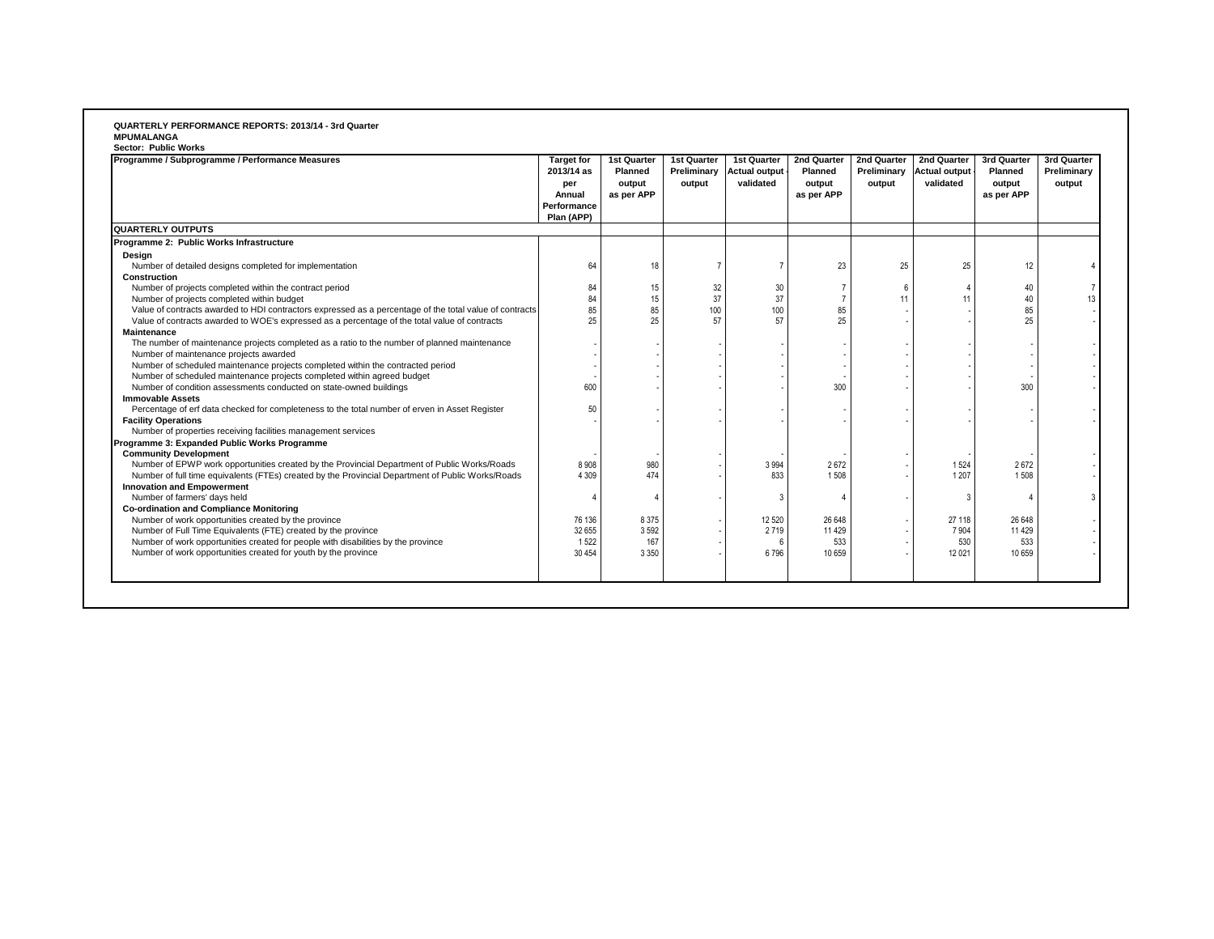**QUARTERLY PERFORMANCE REPORTS: 2013/14 - 3rd Quarter**
**MPUMALANGA**
**Sector: Public Works**

| Programme / Subprogramme / Performance Measures | Target for 2013/14 as per Annual Performance Plan (APP) | 1st Quarter Planned output as per APP | 1st Quarter Preliminary output | 1st Quarter Actual output - validated | 2nd Quarter Planned output as per APP | 2nd Quarter Preliminary output | 2nd Quarter Actual output - validated | 3rd Quarter Planned output as per APP | 3rd Quarter Preliminary output |
|---|---|---|---|---|---|---|---|---|---|
| **QUARTERLY OUTPUTS** | | | | | | | | | |
| **Programme 2: Public Works Infrastructure** | | | | | | | | | |
| **Design** | | | | | | | | | |
| Number of detailed designs completed for implementation | 64 | 18 | 7 | 7 | 23 | 25 | 25 | 12 | 4 |
| **Construction** | | | | | | | | | |
| Number of projects completed within the contract period | 84 | 15 | 32 | 30 | 7 | 6 | 4 | 40 | 7 |
| Number of projects completed within budget | 84 | 15 | 37 | 37 | 7 | 11 | 11 | 40 | 13 |
| Value of contracts awarded to HDI contractors expressed as a percentage of the total value of contracts | 85 | 85 | 100 | 100 | 85 | - | - | 85 | - |
| Value of contracts awarded to WOE's expressed as a percentage of the total value of contracts | 25 | 25 | 57 | 57 | 25 | - | - | 25 | - |
| **Maintenance** | | | | | | | | | |
| The number of maintenance projects completed as a ratio to the number of planned maintenance | - | - | - | - | - | - | - | - | - |
| Number of maintenance projects awarded | - | - | - | - | - | - | - | - | - |
| Number of scheduled maintenance projects completed within the contracted period | - | - | - | - | - | - | - | - | - |
| Number of scheduled maintenance projects completed within agreed budget | - | - | - | - | - | - | - | - | - |
| Number of condition assessments conducted on state-owned buildings | 600 | - | - | - | 300 | - | - | 300 | - |
| **Immovable Assets** | | | | | | | | | |
| Percentage of erf data checked for completeness to the total number of erven in Asset Register | 50 | - | - | - | - | - | - | - | - |
| **Facility Operations** | - | - | - | - | - | - | - | - | - |
| Number of properties receiving facilities management services | | | | | | | | | |
| **Programme 3: Expanded Public Works Programme** | | | | | | | | | |
| **Community Development** | - | - | - | - | - | - | - | - | - |
| Number of EPWP work opportunities created by the Provincial Department of Public Works/Roads | 8 908 | 980 | - | 3 994 | 2 672 | - | 1 524 | 2 672 | - |
| Number of full time equivalents (FTEs) created by the Provincial Department of Public Works/Roads | 4 309 | 474 | - | 833 | 1 508 | - | 1 207 | 1 508 | - |
| **Innovation and Empowerment** | | | | | | | | | |
| Number of farmers' days held | 4 | 4 | - | 3 | 4 | - | 3 | 4 | 3 |
| **Co-ordination and Compliance Monitoring** | | | | | | | | | |
| Number of work opportunities created by the province | 76 136 | 8 375 | - | 12 520 | 26 648 | - | 27 118 | 26 648 | - |
| Number of Full Time Equivalents (FTE) created by the province | 32 655 | 3 592 | - | 2 719 | 11 429 | - | 7 904 | 11 429 | - |
| Number of work opportunities created for people with disabilities by the province | 1 522 | 167 | - | 6 | 533 | - | 530 | 533 | - |
| Number of work opportunities created for youth by the province | 30 454 | 3 350 | - | 6 796 | 10 659 | - | 12 021 | 10 659 | - |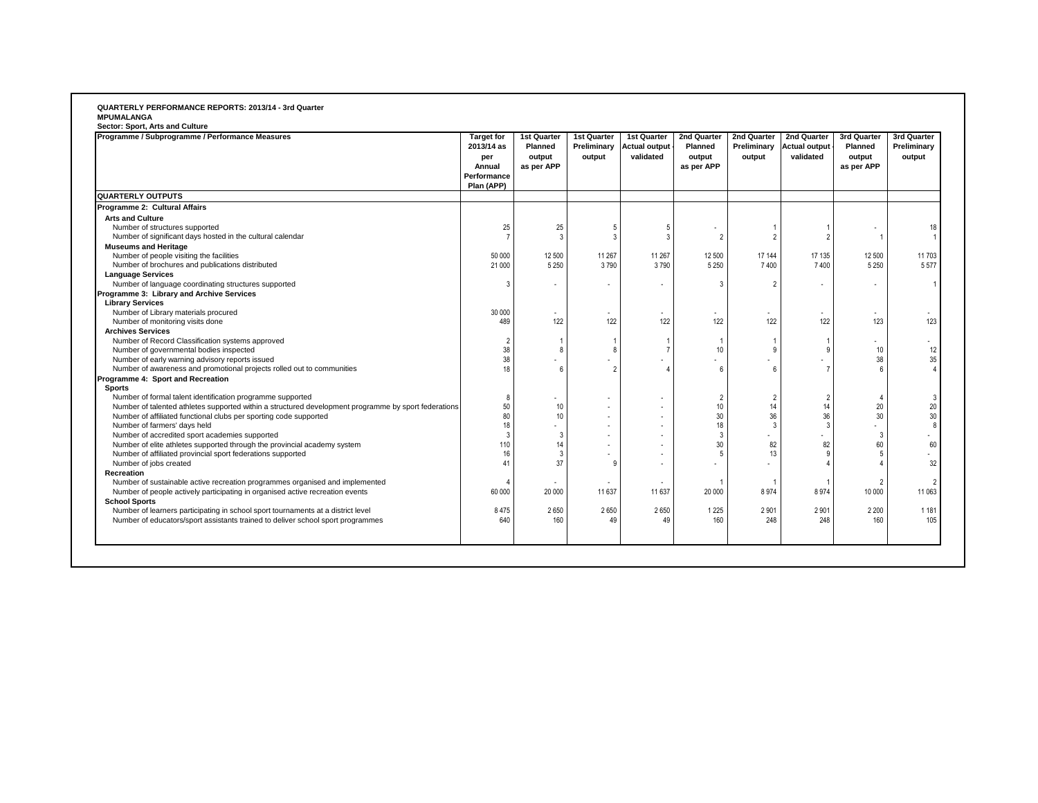**QUARTERLY PERFORMANCE REPORTS: 2013/14 - 3rd Quarter**
**MPUMALANGA**
**Sector: Sport, Arts and Culture**

| Programme / Subprogramme / Performance Measures | Target for 2013/14 as per Annual Performance Plan (APP) | 1st Quarter Planned output as per APP | 1st Quarter Preliminary output | 1st Quarter Actual output - validated | 2nd Quarter Planned output as per APP | 2nd Quarter Preliminary output | 2nd Quarter Actual output - validated | 3rd Quarter Planned output as per APP | 3rd Quarter Preliminary output |
|---|---|---|---|---|---|---|---|---|---|
| **QUARTERLY OUTPUTS** | | | | | | | | | |
| **Programme 2: Cultural Affairs** | | | | | | | | | |
| **Arts and Culture** | | | | | | | | | |
| Number of structures supported | 25 | 25 | 5 | 5 | - | 1 | 1 | - | 18 |
| Number of significant days hosted in the cultural calendar | 7 | 3 | 3 | 3 | 2 | 2 | 2 | 1 | 1 |
| **Museums and Heritage** | | | | | | | | | |
| Number of people visiting the facilities | 50 000 | 12 500 | 11 267 | 11 267 | 12 500 | 17 144 | 17 135 | 12 500 | 11 703 |
| Number of brochures and publications distributed | 21 000 | 5 250 | 3 790 | 3 790 | 5 250 | 7 400 | 7 400 | 5 250 | 5 577 |
| **Language Services** | | | | | | | | | |
| Number of language coordinating structures supported | 3 | - | - | - | 3 | 2 | - | - | 1 |
| **Programme 3: Library and Archive Services** | | | | | | | | | |
| **Library Services** | | | | | | | | | |
| Number of Library materials procured | 30 000 | - | - | - | - | - | - | - | - |
| Number of monitoring visits done | 489 | 122 | 122 | 122 | 122 | 122 | 122 | 123 | 123 |
| **Archives Services** | | | | | | | | | |
| Number of Record Classification systems approved | 2 | 1 | 1 | 1 | 1 | 1 | 1 | - | - |
| Number of governmental bodies inspected | 38 | 8 | 8 | 7 | 10 | 9 | 9 | 10 | 12 |
| Number of early warning advisory reports issued | 38 | - | - | - | - | - | - | 38 | 35 |
| Number of awareness and promotional projects rolled out to communities | 18 | 6 | 2 | 4 | 6 | 6 | 7 | 6 | 4 |
| **Programme 4: Sport and Recreation** | | | | | | | | | |
| **Sports** | | | | | | | | | |
| Number of formal talent identification programme supported | 8 | - | - | - | 2 | 2 | 2 | 4 | 3 |
| Number of talented athletes supported within a structured development programme by sport federations | 50 | 10 | - | - | 10 | 14 | 14 | 20 | 20 |
| Number of affiliated functional clubs per sporting code supported | 80 | 10 | - | - | 30 | 36 | 36 | 30 | 30 |
| Number of farmers' days held | 18 | - | - | - | 18 | 3 | 3 | - | 8 |
| Number of accredited sport academies supported | 3 | 3 | - | - | 3 | - | - | 3 | - |
| Number of elite athletes supported through the provincial academy system | 110 | 14 | - | - | 30 | 82 | 82 | 60 | 60 |
| Number of affiliated provincial sport federations supported | 16 | 3 | - | - | 5 | 13 | 9 | 5 | - |
| Number of jobs created | 41 | 37 | 9 | - | - | - | 4 | 4 | 32 |
| **Recreation** | | | | | | | | | |
| Number of sustainable active recreation programmes organised and implemented | 4 | - | - | - | 1 | 1 | 1 | 2 | 2 |
| Number of people actively participating in organised active recreation events | 60 000 | 20 000 | 11 637 | 11 637 | 20 000 | 8 974 | 8 974 | 10 000 | 11 063 |
| **School Sports** | | | | | | | | | |
| Number of learners participating in school sport tournaments at a district level | 8 475 | 2 650 | 2 650 | 2 650 | 1 225 | 2 901 | 2 901 | 2 200 | 1 181 |
| Number of educators/sport assistants trained to deliver school sport programmes | 640 | 160 | 49 | 49 | 160 | 248 | 248 | 160 | 105 |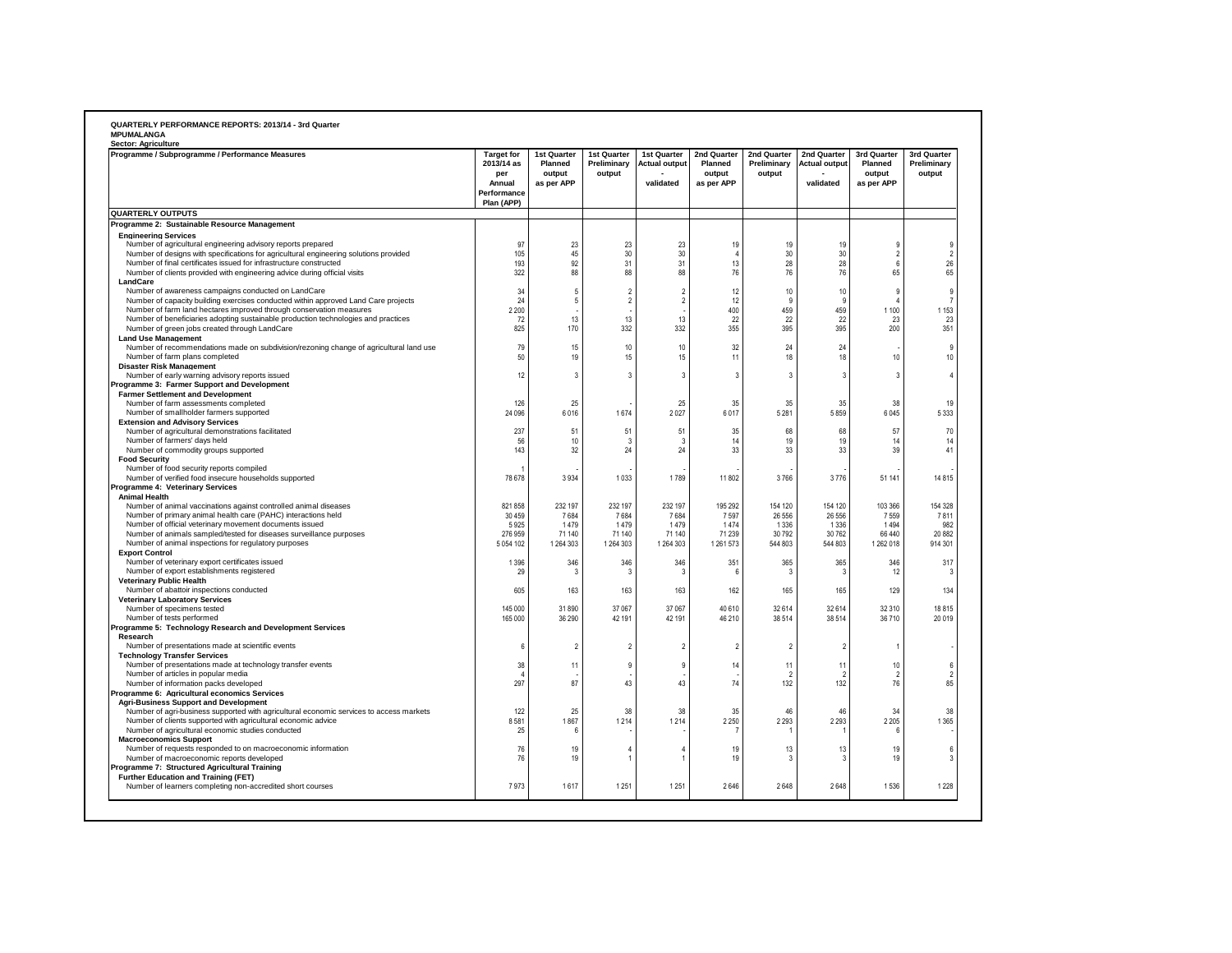**QUARTERLY PERFORMANCE REPORTS: 2013/14 - 3rd Quarter**
**MPUMALANGA**
**Sector: Agriculture**

| Programme / Subprogramme / Performance Measures | Target for 2013/14 as per Annual Performance Plan (APP) | 1st Quarter Planned output as per APP | 1st Quarter Preliminary output | 1st Quarter Actual output - validated | 2nd Quarter Planned output as per APP | 2nd Quarter Preliminary output | 2nd Quarter Actual output - validated | 3rd Quarter Planned output as per APP | 3rd Quarter Preliminary output |
|---|---|---|---|---|---|---|---|---|---|
| **QUARTERLY OUTPUTS** | | | | | | | | | |
| **Programme 2: Sustainable Resource Management** | | | | | | | | | |
| **Engineering Services** | | | | | | | | | |
| Number of agricultural engineering advisory reports prepared | 97 | 23 | 23 | 23 | 19 | 19 | 19 | 9 | 9 |
| Number of designs with specifications for agricultural engineering solutions provided | 105 | 45 | 30 | 30 | 4 | 30 | 30 | 2 | 2 |
| Number of final certificates issued for infrastructure constructed | 193 | 92 | 31 | 31 | 13 | 28 | 28 | 6 | 26 |
| Number of clients provided with engineering advice during official visits | 322 | 88 | 88 | 88 | 76 | 76 | 76 | 65 | 65 |
| **LandCare** | | | | | | | | | |
| Number of awareness campaigns conducted on LandCare | 34 | 5 | 2 | 2 | 12 | 10 | 10 | 9 | 9 |
| Number of capacity building exercises conducted within approved Land Care projects | 24 | 5 | 2 | 2 | 12 | 9 | 9 | 4 | 7 |
| Number of farm land hectares improved through conservation measures | 2 200 | - | - | - | 400 | 459 | 459 | 1 100 | 1 153 |
| Number of beneficiaries adopting sustainable production technologies and practices | 72 | 13 | 13 | 13 | 22 | 22 | 22 | 23 | 23 |
| Number of green jobs created through LandCare | 825 | 170 | 332 | 332 | 355 | 395 | 395 | 200 | 351 |
| **Land Use Management** | | | | | | | | | |
| Number of recommendations made on subdivision/rezoning change of agricultural land use | 79 | 15 | 10 | 10 | 32 | 24 | 24 | - | 9 |
| Number of farm plans completed | 50 | 19 | 15 | 15 | 11 | 18 | 18 | 10 | 10 |
| **Disaster Risk Management** | | | | | | | | | |
| Number of early warning advisory reports issued | 12 | 3 | 3 | 3 | 3 | 3 | 3 | 3 | 4 |
| **Programme 3: Farmer Support and Development** | | | | | | | | | |
| **Farmer Settlement and Development** | | | | | | | | | |
| Number of farm assessments completed | 126 | 25 | - | 25 | 35 | 35 | 35 | 38 | 19 |
| Number of smallholder farmers supported | 24 096 | 6 016 | 1 674 | 2 027 | 6 017 | 5 281 | 5 859 | 6 045 | 5 333 |
| **Extension and Advisory Services** | | | | | | | | | |
| Number of agricultural demonstrations facilitated | 237 | 51 | 51 | 51 | 35 | 68 | 68 | 57 | 70 |
| Number of farmers' days held | 56 | 10 | 3 | 3 | 14 | 19 | 19 | 14 | 14 |
| Number of commodity groups supported | 143 | 32 | 24 | 24 | 33 | 33 | 33 | 39 | 41 |
| **Food Security** | | | | | | | | | |
| Number of food security reports compiled | 1 | - | - | - | - | - | - | - | - |
| Number of verified food insecure households supported | 78 678 | 3 934 | 1 033 | 1 789 | 11 802 | 3 766 | 3 776 | 51 141 | 14 815 |
| **Programme 4: Veterinary Services** | | | | | | | | | |
| **Animal Health** | | | | | | | | | |
| Number of animal vaccinations against controlled animal diseases | 821 858 | 232 197 | 232 197 | 232 197 | 195 292 | 154 120 | 154 120 | 103 366 | 154 328 |
| Number of primary animal health care (PAHC) interactions held | 30 459 | 7 684 | 7 684 | 7 684 | 7 597 | 26 556 | 26 556 | 7 559 | 7 811 |
| Number of official veterinary movement documents issued | 5 925 | 1 479 | 1 479 | 1 479 | 1 474 | 1 336 | 1 336 | 1 494 | 982 |
| Number of animals sampled/tested for diseases surveillance purposes | 276 959 | 71 140 | 71 140 | 71 140 | 71 239 | 30 792 | 30 762 | 66 440 | 20 882 |
| Number of animal inspections for regulatory purposes | 5 054 102 | 1 264 303 | 1 264 303 | 1 264 303 | 1 261 573 | 544 803 | 544 803 | 1 262 018 | 914 301 |
| **Export Control** | | | | | | | | | |
| Number of veterinary export certificates issued | 1 396 | 346 | 346 | 346 | 351 | 365 | 365 | 346 | 317 |
| Number of export establishments registered | 29 | 3 | 3 | 3 | 6 | 3 | 3 | 12 | 3 |
| **Veterinary Public Health** | | | | | | | | | |
| Number of abattoir inspections conducted | 605 | 163 | 163 | 163 | 162 | 165 | 165 | 129 | 134 |
| **Veterinary Laboratory Services** | | | | | | | | | |
| Number of specimens tested | 145 000 | 31 890 | 37 067 | 37 067 | 40 610 | 32 614 | 32 614 | 32 310 | 18 815 |
| Number of tests performed | 165 000 | 36 290 | 42 191 | 42 191 | 46 210 | 38 514 | 38 514 | 36 710 | 20 019 |
| **Programme 5: Technology Research and Development Services** | | | | | | | | | |
| **Research** | | | | | | | | | |
| Number of presentations made at scientific events | 6 | 2 | 2 | 2 | 2 | 2 | 2 | 1 | - |
| **Technology Transfer Services** | | | | | | | | | |
| Number of presentations made at technology transfer events | 38 | 11 | 9 | 9 | 14 | 11 | 11 | 10 | 6 |
| Number of articles in popular media | 4 | - | - | - | - | 2 | 2 | 2 | 2 |
| Number of information packs developed | 297 | 87 | 43 | 43 | 74 | 132 | 132 | 76 | 85 |
| **Programme 6: Agricultural economics Services** | | | | | | | | | |
| **Agri-Business Support and Development** | | | | | | | | | |
| Number of agri-business supported with agricultural economic services to access markets | 122 | 25 | 38 | 38 | 35 | 46 | 46 | 34 | 38 |
| Number of clients supported with agricultural economic advice | 8 581 | 1 867 | 1 214 | 1 214 | 2 250 | 2 293 | 2 293 | 2 205 | 1 365 |
| Number of agricultural economic studies conducted | 25 | 6 | - | - | 7 | 1 | 1 | 6 | - |
| **Macroeconomics Support** | | | | | | | | | |
| Number of requests responded to on macroeconomic information | 76 | 19 | 4 | 4 | 19 | 13 | 13 | 19 | 6 |
| Number of macroeconomic reports developed | 76 | 19 | 1 | 1 | 19 | 3 | 3 | 19 | 3 |
| **Programme 7: Structured Agricultural Training** | | | | | | | | | |
| **Further Education and Training (FET)** | | | | | | | | | |
| Number of learners completing non-accredited short courses | 7 973 | 1 617 | 1 251 | 1 251 | 2 646 | 2 648 | 2 648 | 1 536 | 1 228 |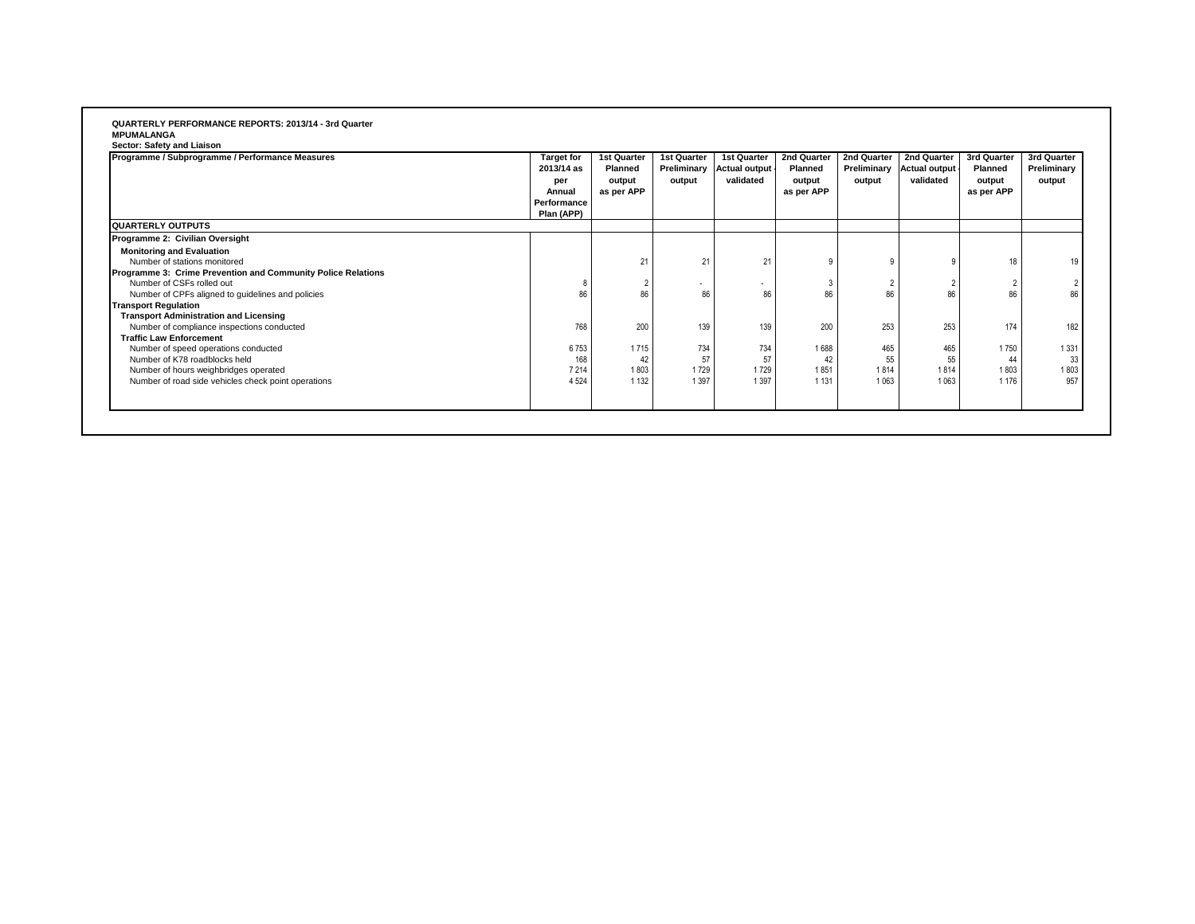**QUARTERLY PERFORMANCE REPORTS: 2013/14 - 3rd Quarter**
**MPUMALANGA**
**Sector: Safety and Liaison**

| Programme / Subprogramme / Performance Measures | Target for 2013/14 as per Annual Performance Plan (APP) | 1st Quarter Planned output as per APP | 1st Quarter Preliminary output | 1st Quarter Actual output - validated | 2nd Quarter Planned output as per APP | 2nd Quarter Preliminary output | 2nd Quarter Actual output - validated | 3rd Quarter Planned output as per APP | 3rd Quarter Preliminary output |
|---|---|---|---|---|---|---|---|---|---|
| **QUARTERLY OUTPUTS** | | | | | | | | | |
| **Programme 2: Civilian Oversight** | | | | | | | | | |
| **Monitoring and Evaluation** | | | | | | | | | |
| Number of stations monitored | | 21 | 21 | 21 | 9 | 9 | 9 | 18 | 19 |
| **Programme 3: Crime Prevention and Community Police Relations** | | | | | | | | | |
| Number of CSFs rolled out | 8 | 2 | - | - | 3 | 2 | 2 | 2 | 2 |
| Number of CPFs aligned to guidelines and policies | 86 | 86 | 86 | 86 | 86 | 86 | 86 | 86 | 86 |
| **Transport Regulation** | | | | | | | | | |
| **Transport Administration and Licensing** | | | | | | | | | |
| Number of compliance inspections conducted | 768 | 200 | 139 | 139 | 200 | 253 | 253 | 174 | 182 |
| **Traffic Law Enforcement** | | | | | | | | | |
| Number of speed operations conducted | 6 753 | 1 715 | 734 | 734 | 1 688 | 465 | 465 | 1 750 | 1 331 |
| Number of K78 roadblocks held | 168 | 42 | 57 | 57 | 42 | 55 | 55 | 44 | 33 |
| Number of hours weighbridges operated | 7 214 | 1 803 | 1 729 | 1 729 | 1 851 | 1 814 | 1 814 | 1 803 | 1 803 |
| Number of road side vehicles check point operations | 4 524 | 1 132 | 1 397 | 1 397 | 1 131 | 1 063 | 1 063 | 1 176 | 957 |